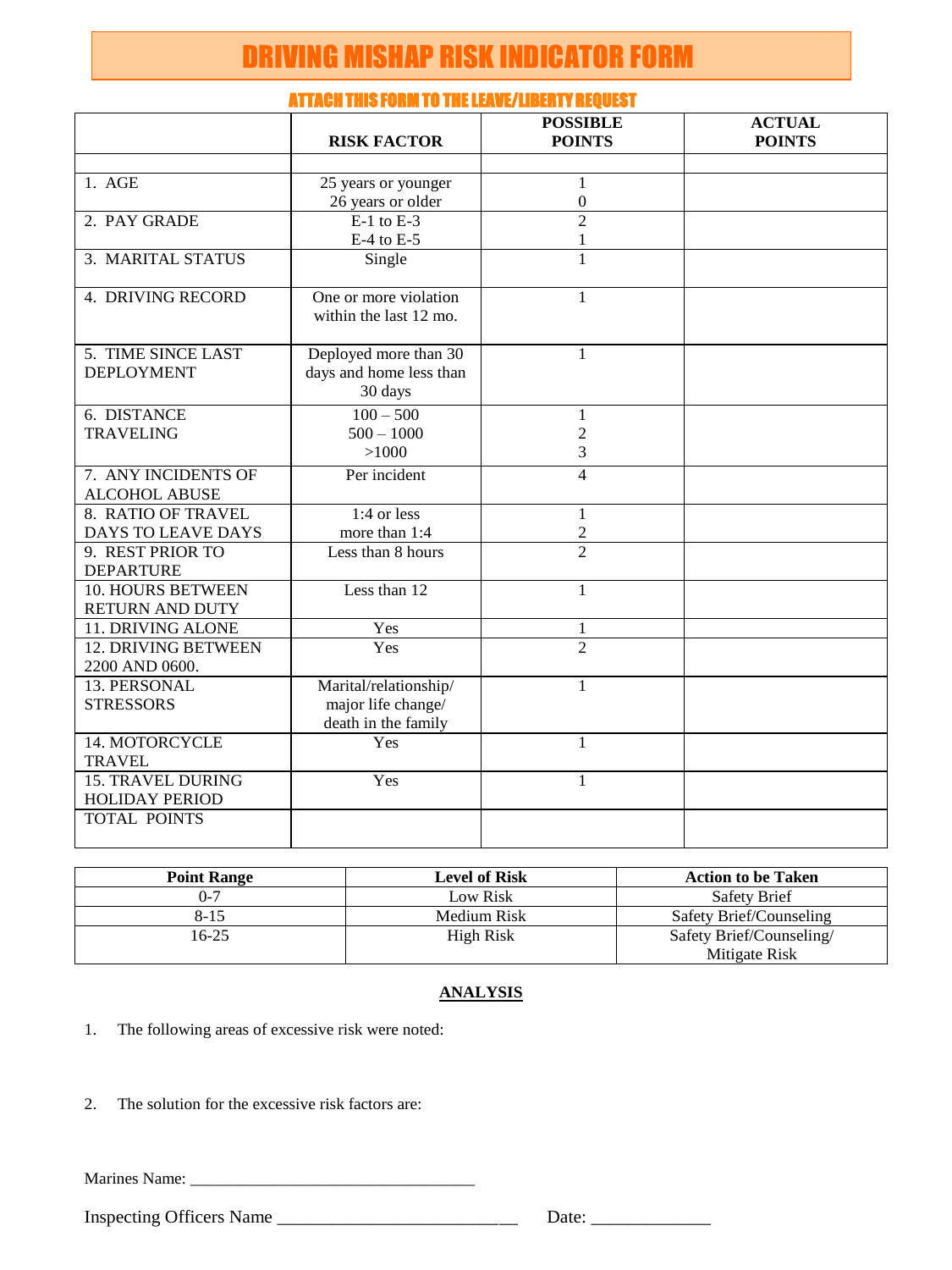# DRIVING MISHAP RISK INDICATOR FORM

## ATTACH THIS FORM TO THE LEAVE/LIBERTY REQUEST

| | RISK FACTOR | POSSIBLE POINTS | ACTUAL POINTS |
|---|---|---|---|
| | | | |
| 1. AGE | 25 years or younger<br>26 years or older | 1<br>0 | |
| 2. PAY GRADE | E-1 to E-3<br>E-4 to E-5 | 2<br>1 | |
| 3. MARITAL STATUS | Single | 1 | |
| 4. DRIVING RECORD | One or more violation within the last 12 mo. | 1 | |
| 5. TIME SINCE LAST DEPLOYMENT | Deployed more than 30 days and home less than 30 days | 1 | |
| 6. DISTANCE TRAVELING | 100 – 500<br>500 – 1000<br>>1000 | 1<br>2<br>3 | |
| 7. ANY INCIDENTS OF ALCOHOL ABUSE | Per incident | 4 | |
| 8. RATIO OF TRAVEL DAYS TO LEAVE DAYS | 1:4 or less<br>more than 1:4 | 1<br>2 | |
| 9. REST PRIOR TO DEPARTURE | Less than 8 hours | 2 | |
| 10. HOURS BETWEEN RETURN AND DUTY | Less than 12 | 1 | |
| 11. DRIVING ALONE | Yes | 1 | |
| 12. DRIVING BETWEEN 2200 AND 0600. | Yes | 2 | |
| 13. PERSONAL STRESSORS | Marital/relationship/ major life change/ death in the family | 1 | |
| 14. MOTORCYCLE TRAVEL | Yes | 1 | |
| 15. TRAVEL DURING HOLIDAY PERIOD | Yes | 1 | |
| TOTAL POINTS | | | |

| Point Range | Level of Risk | Action to be Taken |
|---|---|---|
| 0-7 | Low Risk | Safety Brief |
| 8-15 | Medium Risk | Safety Brief/Counseling |
| 16-25 | High Risk | Safety Brief/Counseling/ Mitigate Risk |

**ANALYSIS**

1. The following areas of excessive risk were noted:

2. The solution for the excessive risk factors are:

Marines Name: ___________________________________

Inspecting Officers Name ___________________________ Date: _____________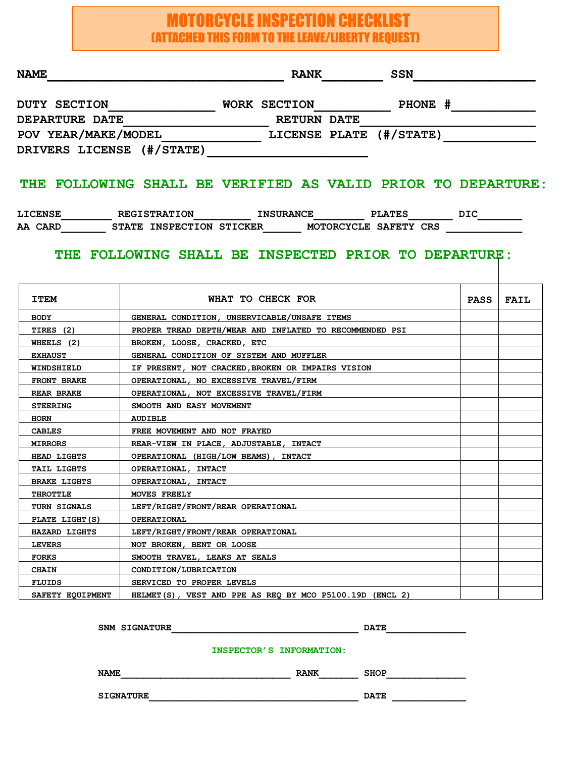# MOTORCYCLE INSPECTION CHECKLIST
## (ATTACHED THIS FORM TO THE LEAVE/LIBERTY REQUEST)

NAME________________________________ RANK________ SSN________________

DUTY SECTION______________ WORK SECTION__________ PHONE #___________
DEPARTURE DATE___________________ RETURN DATE______________________
POV YEAR/MAKE/MODEL_____________ LICENSE PLATE (#/STATE)____________
DRIVERS LICENSE (#/STATE)_____________________

## THE FOLLOWING SHALL BE VERIFIED AS VALID PRIOR TO DEPARTURE:

LICENSE________ REGISTRATION_________ INSURANCE________ PLATES_______ DIC_______
AA CARD_______ STATE INSPECTION STICKER______ MOTORCYCLE SAFETY CRS ___________

## THE FOLLOWING SHALL BE INSPECTED PRIOR TO DEPARTURE:

| ITEM | WHAT TO CHECK FOR | PASS | FAIL |
|---|---|---|---|
| BODY | GENERAL CONDITION, UNSERVICABLE/UNSAFE ITEMS | | |
| TIRES (2) | PROPER TREAD DEPTH/WEAR AND INFLATED TO RECOMMENDED PSI | | |
| WHEELS (2) | BROKEN, LOOSE, CRACKED, ETC | | |
| EXHAUST | GENERAL CONDITION OF SYSTEM AND MUFFLER | | |
| WINDSHIELD | IF PRESENT, NOT CRACKED,BROKEN OR IMPAIRS VISION | | |
| FRONT BRAKE | OPERATIONAL, NO EXCESSIVE TRAVEL/FIRM | | |
| REAR BRAKE | OPERATIONAL, NOT EXCESSIVE TRAVEL/FIRM | | |
| STEERING | SMOOTH AND EASY MOVEMENT | | |
| HORN | AUDIBLE | | |
| CABLES | FREE MOVEMENT AND NOT FRAYED | | |
| MIRRORS | REAR-VIEW IN PLACE, ADJUSTABLE, INTACT | | |
| HEAD LIGHTS | OPERATIONAL (HIGH/LOW BEAMS), INTACT | | |
| TAIL LIGHTS | OPERATIONAL, INTACT | | |
| BRAKE LIGHTS | OPERATIONAL, INTACT | | |
| THROTTLE | MOVES FREELY | | |
| TURN SIGNALS | LEFT/RIGHT/FRONT/REAR OPERATIONAL | | |
| PLATE LIGHT(S) | OPERATIONAL | | |
| HAZARD LIGHTS | LEFT/RIGHT/FRONT/REAR OPERATIONAL | | |
| LEVERS | NOT BROKEN, BENT OR LOOSE | | |
| FORKS | SMOOTH TRAVEL, LEAKS AT SEALS | | |
| CHAIN | CONDITION/LUBRICATION | | |
| FLUIDS | SERVICED TO PROPER LEVELS | | |
| SAFETY EQUIPMENT | HELMET(S), VEST AND PPE AS REQ BY MCO P5100.19D (ENCL 2) | | |

SNM SIGNATURE________________________________ DATE_____________

INSPECTOR'S INFORMATION:

NAME_____________________________ RANK_______ SHOP______________

SIGNATURE____________________________________ DATE ____________